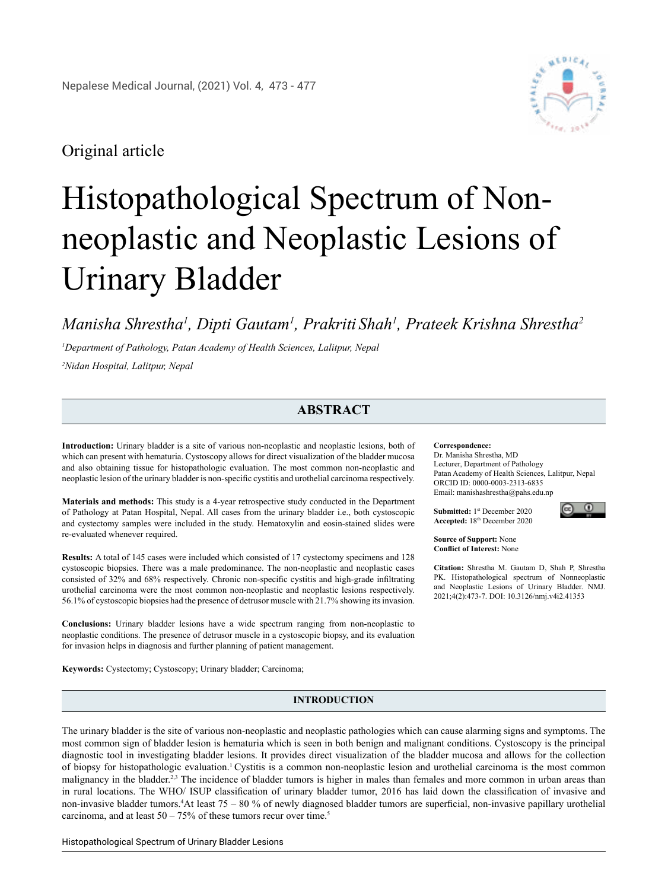Original article

# Histopathological Spectrum of Non-neoplastic and Neoplastic Lesions of Urinary Bladder

*Manisha Shrestha[1], Dipti Gautam[1], Prakriti Shah[1], Prateek Krishna Shrestha[2]*

*[1]Department of Pathology, Patan Academy of Health Sciences, Lalitpur, Nepal*

*[2]Nidan Hospital, Lalitpur, Nepal*

## ABSTRACT

**Introduction:** Urinary bladder is a site of various non-neoplastic and neoplastic lesions, both of which can present with hematuria. Cystoscopy allows for direct visualization of the bladder mucosa and also obtaining tissue for histopathologic evaluation. The most common non-neoplastic and neoplastic lesion of the urinary bladder is non-specific cystitis and urothelial carcinoma respectively.

**Materials and methods:** This study is a 4-year retrospective study conducted in the Department of Pathology at Patan Hospital, Nepal. All cases from the urinary bladder i.e., both cystoscopic and cystectomy samples were included in the study. Hematoxylin and eosin-stained slides were re-evaluated whenever required.

**Results:** A total of 145 cases were included which consisted of 17 cystectomy specimens and 128 cystoscopic biopsies. There was a male predominance. The non-neoplastic and neoplastic cases consisted of 32% and 68% respectively. Chronic non-specific cystitis and high-grade infiltrating urothelial carcinoma were the most common non-neoplastic and neoplastic lesions respectively. 56.1% of cystoscopic biopsies had the presence of detrusor muscle with 21.7% showing its invasion.

**Conclusions:** Urinary bladder lesions have a wide spectrum ranging from non-neoplastic to neoplastic conditions. The presence of detrusor muscle in a cystoscopic biopsy, and its evaluation for invasion helps in diagnosis and further planning of patient management.

**Keywords:** Cystectomy; Cystoscopy; Urinary bladder; Carcinoma;

**Correspondence:**
Dr. Manisha Shrestha, MD
Lecturer, Department of Pathology
Patan Academy of Health Sciences, Lalitpur, Nepal
ORCID ID: 0000-0003-2313-6835
Email: manishashrestha@pahs.edu.np

**Submitted:** 1st December 2020
**Accepted:** 18th December 2020

**Source of Support:** None
**Conflict of Interest:** None

**Citation:** Shrestha M. Gautam D, Shah P, Shrestha PK. Histopathological spectrum of Nonneoplastic and Neoplastic Lesions of Urinary Bladder. NMJ. 2021;4(2):473-7. DOI: 10.3126/nmj.v4i2.41353

## INTRODUCTION

The urinary bladder is the site of various non-neoplastic and neoplastic pathologies which can cause alarming signs and symptoms. The most common sign of bladder lesion is hematuria which is seen in both benign and malignant conditions. Cystoscopy is the principal diagnostic tool in investigating bladder lesions. It provides direct visualization of the bladder mucosa and allows for the collection of biopsy for histopathologic evaluation.[1] Cystitis is a common non-neoplastic lesion and urothelial carcinoma is the most common malignancy in the bladder.[2,3] The incidence of bladder tumors is higher in males than females and more common in urban areas than in rural locations. The WHO/ ISUP classification of urinary bladder tumor, 2016 has laid down the classification of invasive and non-invasive bladder tumors.[4] At least 75 – 80 % of newly diagnosed bladder tumors are superficial, non-invasive papillary urothelial carcinoma, and at least 50 – 75% of these tumors recur over time.[5]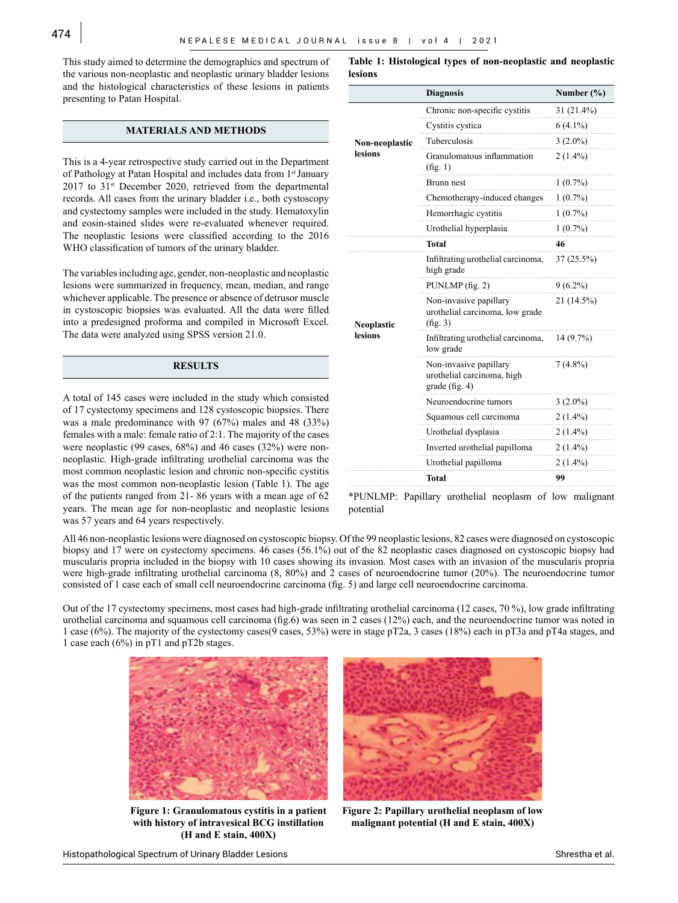This study aimed to determine the demographics and spectrum of the various non-neoplastic and neoplastic urinary bladder lesions and the histological characteristics of these lesions in patients presenting to Patan Hospital.

## MATERIALS AND METHODS

This is a 4-year retrospective study carried out in the Department of Pathology at Patan Hospital and includes data from 1st January 2017 to 31st December 2020, retrieved from the departmental records. All cases from the urinary bladder i.e., both cystoscopy and cystectomy samples were included in the study. Hematoxylin and eosin-stained slides were re-evaluated whenever required. The neoplastic lesions were classified according to the 2016 WHO classification of tumors of the urinary bladder.

The variables including age, gender, non-neoplastic and neoplastic lesions were summarized in frequency, mean, median, and range whichever applicable. The presence or absence of detrusor muscle in cystoscopic biopsies was evaluated. All the data were filled into a predesigned proforma and compiled in Microsoft Excel. The data were analyzed using SPSS version 21.0.

## RESULTS

A total of 145 cases were included in the study which consisted of 17 cystectomy specimens and 128 cystoscopic biopsies. There was a male predominance with 97 (67%) males and 48 (33%) females with a male: female ratio of 2:1. The majority of the cases were neoplastic (99 cases, 68%) and 46 cases (32%) were non-neoplastic. High-grade infiltrating urothelial carcinoma was the most common neoplastic lesion and chronic non-specific cystitis was the most common non-neoplastic lesion (Table 1). The age of the patients ranged from 21- 86 years with a mean age of 62 years. The mean age for non-neoplastic and neoplastic lesions was 57 years and 64 years respectively.

**Table 1: Histological types of non-neoplastic and neoplastic lesions**

| | Diagnosis | Number (%) |
|---|---|---|
| **Non-neoplastic lesions** | Chronic non-specific cystitis | 31 (21.4%) |
| | Cystitis cystica | 6 (4.1%) |
| | Tuberculosis | 3 (2.0%) |
| | Granulomatous inflammation (fig. 1) | 2 (1.4%) |
| | Brunn nest | 1 (0.7%) |
| | Chemotherapy-induced changes | 1 (0.7%) |
| | Hemorrhagic cystitis | 1 (0.7%) |
| | Urothelial hyperplasia | 1 (0.7%) |
| | **Total** | **46** |
| **Neoplastic lesions** | Infiltrating urothelial carcinoma, high grade | 37 (25.5%) |
| | PUNLMP (fig. 2) | 9 (6.2%) |
| | Non-invasive papillary urothelial carcinoma, low grade (fig. 3) | 21 (14.5%) |
| | Infiltrating urothelial carcinoma, low grade | 14 (9.7%) |
| | Non-invasive papillary urothelial carcinoma, high grade (fig. 4) | 7 (4.8%) |
| | Neuroendocrine tumors | 3 (2.0%) |
| | Squamous cell carcinoma | 2 (1.4%) |
| | Urothelial dysplasia | 2 (1.4%) |
| | Inverted urothelial papilloma | 2 (1.4%) |
| | Urothelial papilloma | 2 (1.4%) |
| | **Total** | **99** |

*PUNLMP: Papillary urothelial neoplasm of low malignant potential

All 46 non-neoplastic lesions were diagnosed on cystoscopic biopsy. Of the 99 neoplastic lesions, 82 cases were diagnosed on cystoscopic biopsy and 17 were on cystectomy specimens. 46 cases (56.1%) out of the 82 neoplastic cases diagnosed on cystoscopic biopsy had muscularis propria included in the biopsy with 10 cases showing its invasion. Most cases with an invasion of the muscularis propria were high-grade infiltrating urothelial carcinoma (8, 80%) and 2 cases of neuroendocrine tumor (20%). The neuroendocrine tumor consisted of 1 case each of small cell neuroendocrine carcinoma (fig. 5) and large cell neuroendocrine carcinoma.

Out of the 17 cystectomy specimens, most cases had high-grade infiltrating urothelial carcinoma (12 cases, 70 %), low grade infiltrating urothelial carcinoma and squamous cell carcinoma (fig.6) was seen in 2 cases (12%) each, and the neuroendocrine tumor was noted in 1 case (6%). The majority of the cystectomy cases(9 cases, 53%) were in stage pT2a, 3 cases (18%) each in pT3a and pT4a stages, and 1 case each (6%) in pT1 and pT2b stages.

**Figure 1: Granulomatous cystitis in a patient with history of intravesical BCG instillation (H and E stain, 400X)**

**Figure 2: Papillary urothelial neoplasm of low malignant potential (H and E stain, 400X)**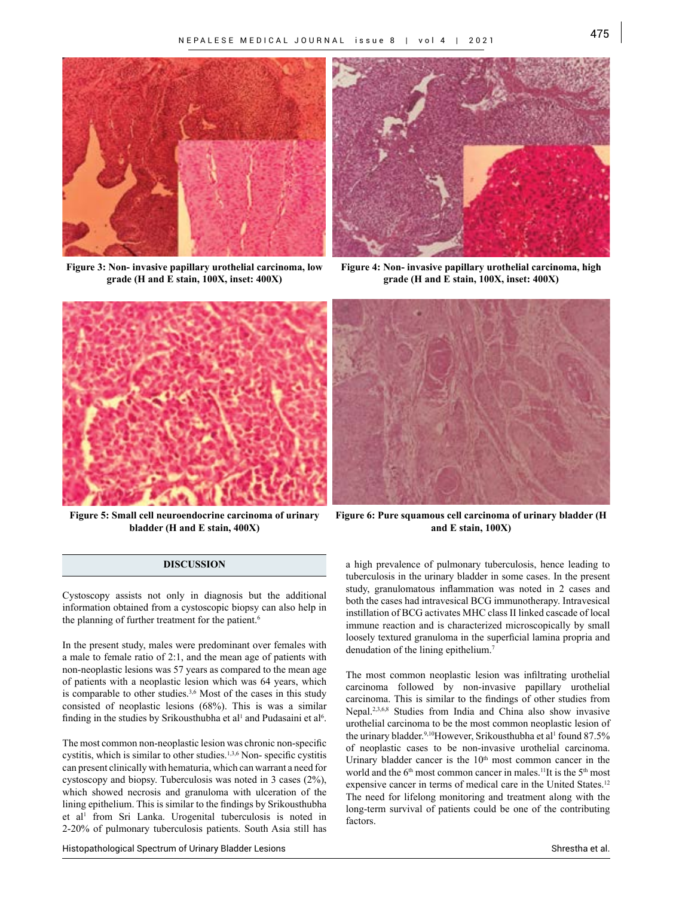Figure 3: Non- invasive papillary urothelial carcinoma, low grade (H and E stain, 100X, inset: 400X)

Figure 4: Non- invasive papillary urothelial carcinoma, high grade (H and E stain, 100X, inset: 400X)

Figure 5: Small cell neuroendocrine carcinoma of urinary bladder (H and E stain, 400X)

Figure 6: Pure squamous cell carcinoma of urinary bladder (H and E stain, 100X)

## DISCUSSION

Cystoscopy assists not only in diagnosis but the additional information obtained from a cystoscopic biopsy can also help in the planning of further treatment for the patient.[6]

In the present study, males were predominant over females with a male to female ratio of 2:1, and the mean age of patients with non-neoplastic lesions was 57 years as compared to the mean age of patients with a neoplastic lesion which was 64 years, which is comparable to other studies.[3,6] Most of the cases in this study consisted of neoplastic lesions (68%). This is was a similar finding in the studies by Srikousthubha et al[1] and Pudasaini et al[6].

The most common non-neoplastic lesion was chronic non-specific cystitis, which is similar to other studies.[1,3,6] Non- specific cystitis can present clinically with hematuria, which can warrant a need for cystoscopy and biopsy. Tuberculosis was noted in 3 cases (2%), which showed necrosis and granuloma with ulceration of the lining epithelium. This is similar to the findings by Srikousthubha et al[1] from Sri Lanka. Urogenital tuberculosis is noted in 2-20% of pulmonary tuberculosis patients. South Asia still has a high prevalence of pulmonary tuberculosis, hence leading to tuberculosis in the urinary bladder in some cases. In the present study, granulomatous inflammation was noted in 2 cases and both the cases had intravesical BCG immunotherapy. Intravesical instillation of BCG activates MHC class II linked cascade of local immune reaction and is characterized microscopically by small loosely textured granuloma in the superficial lamina propria and denudation of the lining epithelium.[7]

The most common neoplastic lesion was infiltrating urothelial carcinoma followed by non-invasive papillary urothelial carcinoma. This is similar to the findings of other studies from Nepal.[2,3,6,8] Studies from India and China also show invasive urothelial carcinoma to be the most common neoplastic lesion of the urinary bladder.[9,10] However, Srikousthubha et al[1] found 87.5% of neoplastic cases to be non-invasive urothelial carcinoma. Urinary bladder cancer is the 10th most common cancer in the world and the 6th most common cancer in males.[11] It is the 5th most expensive cancer in terms of medical care in the United States.[12] The need for lifelong monitoring and treatment along with the long-term survival of patients could be one of the contributing factors.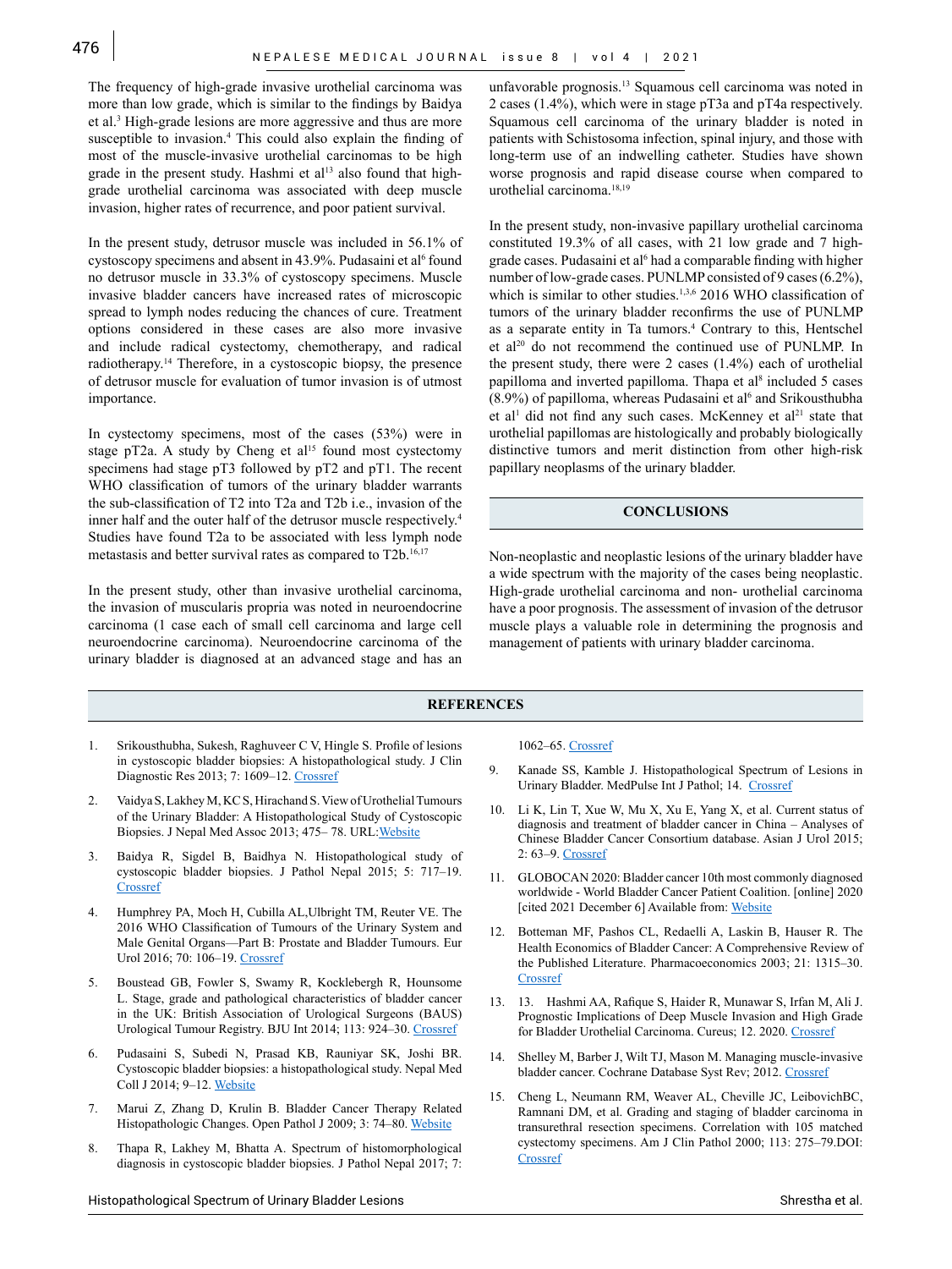The frequency of high-grade invasive urothelial carcinoma was more than low grade, which is similar to the findings by Baidya et al.[3] High-grade lesions are more aggressive and thus are more susceptible to invasion.[4] This could also explain the finding of most of the muscle-invasive urothelial carcinomas to be high grade in the present study. Hashmi et al[13] also found that high-grade urothelial carcinoma was associated with deep muscle invasion, higher rates of recurrence, and poor patient survival.

In the present study, detrusor muscle was included in 56.1% of cystoscopy specimens and absent in 43.9%. Pudasaini et al[6] found no detrusor muscle in 33.3% of cystoscopy specimens. Muscle invasive bladder cancers have increased rates of microscopic spread to lymph nodes reducing the chances of cure. Treatment options considered in these cases are also more invasive and include radical cystectomy, chemotherapy, and radical radiotherapy.[14] Therefore, in a cystoscopic biopsy, the presence of detrusor muscle for evaluation of tumor invasion is of utmost importance.

In cystectomy specimens, most of the cases (53%) were in stage pT2a. A study by Cheng et al[15] found most cystectomy specimens had stage pT3 followed by pT2 and pT1. The recent WHO classification of tumors of the urinary bladder warrants the sub-classification of T2 into T2a and T2b i.e., invasion of the inner half and the outer half of the detrusor muscle respectively.[4] Studies have found T2a to be associated with less lymph node metastasis and better survival rates as compared to T2b.[16,17]

In the present study, other than invasive urothelial carcinoma, the invasion of muscularis propria was noted in neuroendocrine carcinoma (1 case each of small cell carcinoma and large cell neuroendocrine carcinoma). Neuroendocrine carcinoma of the urinary bladder is diagnosed at an advanced stage and has an unfavorable prognosis.[13] Squamous cell carcinoma was noted in 2 cases (1.4%), which were in stage pT3a and pT4a respectively. Squamous cell carcinoma of the urinary bladder is noted in patients with Schistosoma infection, spinal injury, and those with long-term use of an indwelling catheter. Studies have shown worse prognosis and rapid disease course when compared to urothelial carcinoma.[18,19]

In the present study, non-invasive papillary urothelial carcinoma constituted 19.3% of all cases, with 21 low grade and 7 high-grade cases. Pudasaini et al[6] had a comparable finding with higher number of low-grade cases. PUNLMP consisted of 9 cases (6.2%), which is similar to other studies.[1,3,6] 2016 WHO classification of tumors of the urinary bladder reconfirms the use of PUNLMP as a separate entity in Ta tumors.[4] Contrary to this, Hentschel et al[20] do not recommend the continued use of PUNLMP. In the present study, there were 2 cases (1.4%) each of urothelial papilloma and inverted papilloma. Thapa et al[8] included 5 cases (8.9%) of papilloma, whereas Pudasaini et al[6] and Srikousthubha et al[1] did not find any such cases. McKenney et al[21] state that urothelial papillomas are histologically and probably biologically distinctive tumors and merit distinction from other high-risk papillary neoplasms of the urinary bladder.

## CONCLUSIONS

Non-neoplastic and neoplastic lesions of the urinary bladder have a wide spectrum with the majority of the cases being neoplastic. High-grade urothelial carcinoma and non- urothelial carcinoma have a poor prognosis. The assessment of invasion of the detrusor muscle plays a valuable role in determining the prognosis and management of patients with urinary bladder carcinoma.

## REFERENCES

1. Srikousthubha, Sukesh, Raghuveer C V, Hingle S. Profile of lesions in cystoscopic bladder biopsies: A histopathological study. J Clin Diagnostic Res 2013; 7: 1609–12. Crossref
2. Vaidya S, Lakhey M, KC S, Hirachand S. View of Urothelial Tumours of the Urinary Bladder: A Histopathological Study of Cystoscopic Biopsies. J Nepal Med Assoc 2013; 475– 78. URL:Website
3. Baidya R, Sigdel B, Baidhya N. Histopathological study of cystoscopic bladder biopsies. J Pathol Nepal 2015; 5: 717–19. Crossref
4. Humphrey PA, Moch H, Cubilla AL,Ulbright TM, Reuter VE. The 2016 WHO Classification of Tumours of the Urinary System and Male Genital Organs—Part B: Prostate and Bladder Tumours. Eur Urol 2016; 70: 106–19. Crossref
5. Boustead GB, Fowler S, Swamy R, Kocklebergh R, Hounsome L. Stage, grade and pathological characteristics of bladder cancer in the UK: British Association of Urological Surgeons (BAUS) Urological Tumour Registry. BJU Int 2014; 113: 924–30. Crossref
6. Pudasaini S, Subedi N, Prasad KB, Rauniyar SK, Joshi BR. Cystoscopic bladder biopsies: a histopathological study. Nepal Med Coll J 2014; 9–12. Website
7. Marui Z, Zhang D, Krulin B. Bladder Cancer Therapy Related Histopathologic Changes. Open Pathol J 2009; 3: 74–80. Website
8. Thapa R, Lakhey M, Bhatta A. Spectrum of histomorphological diagnosis in cystoscopic bladder biopsies. J Pathol Nepal 2017; 7: 1062–65. Crossref
9. Kanade SS, Kamble J. Histopathological Spectrum of Lesions in Urinary Bladder. MedPulse Int J Pathol; 14. Crossref
10. Li K, Lin T, Xue W, Mu X, Xu E, Yang X, et al. Current status of diagnosis and treatment of bladder cancer in China – Analyses of Chinese Bladder Cancer Consortium database. Asian J Urol 2015; 2: 63–9. Crossref
11. GLOBOCAN 2020: Bladder cancer 10th most commonly diagnosed worldwide - World Bladder Cancer Patient Coalition. [online] 2020 [cited 2021 December 6] Available from: Website
12. Botteman MF, Pashos CL, Redaelli A, Laskin B, Hauser R. The Health Economics of Bladder Cancer: A Comprehensive Review of the Published Literature. Pharmacoeconomics 2003; 21: 1315–30. Crossref
13. 13. Hashmi AA, Rafique S, Haider R, Munawar S, Irfan M, Ali J. Prognostic Implications of Deep Muscle Invasion and High Grade for Bladder Urothelial Carcinoma. Cureus; 12. 2020. Crossref
14. Shelley M, Barber J, Wilt TJ, Mason M. Managing muscle-invasive bladder cancer. Cochrane Database Syst Rev; 2012. Crossref
15. Cheng L, Neumann RM, Weaver AL, Cheville JC, LeibovichBC, Ramnani DM, et al. Grading and staging of bladder carcinoma in transurethral resection specimens. Correlation with 105 matched cystectomy specimens. Am J Clin Pathol 2000; 113: 275–79.DOI: Crossref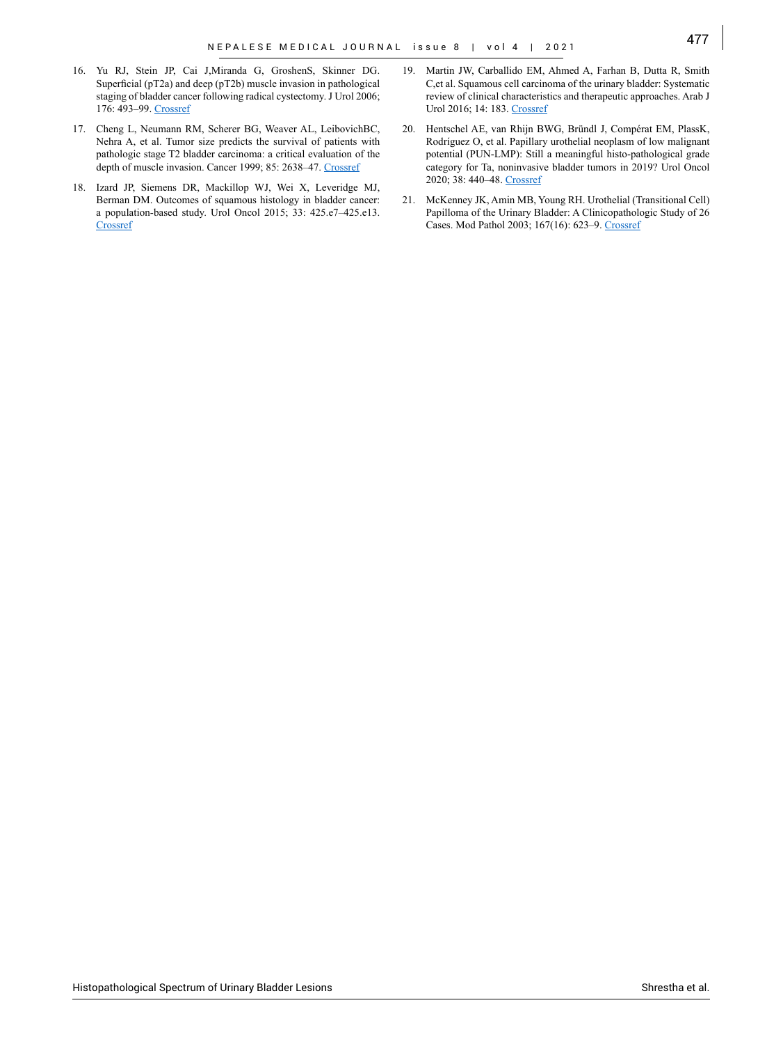16. Yu RJ, Stein JP, Cai J,Miranda G, GroshenS, Skinner DG. Superficial (pT2a) and deep (pT2b) muscle invasion in pathological staging of bladder cancer following radical cystectomy. J Urol 2006; 176: 493–99. Crossref

17. Cheng L, Neumann RM, Scherer BG, Weaver AL, LeibovichBC, Nehra A, et al. Tumor size predicts the survival of patients with pathologic stage T2 bladder carcinoma: a critical evaluation of the depth of muscle invasion. Cancer 1999; 85: 2638–47. Crossref

18. Izard JP, Siemens DR, Mackillop WJ, Wei X, Leveridge MJ, Berman DM. Outcomes of squamous histology in bladder cancer: a population-based study. Urol Oncol 2015; 33: 425.e7–425.e13. Crossref

19. Martin JW, Carballido EM, Ahmed A, Farhan B, Dutta R, Smith C,et al. Squamous cell carcinoma of the urinary bladder: Systematic review of clinical characteristics and therapeutic approaches. Arab J Urol 2016; 14: 183. Crossref

20. Hentschel AE, van Rhijn BWG, Bründl J, Compérat EM, PlassK, Rodríguez O, et al. Papillary urothelial neoplasm of low malignant potential (PUN-LMP): Still a meaningful histo-pathological grade category for Ta, noninvasive bladder tumors in 2019? Urol Oncol 2020; 38: 440–48. Crossref

21. McKenney JK, Amin MB, Young RH. Urothelial (Transitional Cell) Papilloma of the Urinary Bladder: A Clinicopathologic Study of 26 Cases. Mod Pathol 2003; 167(16): 623–9. Crossref